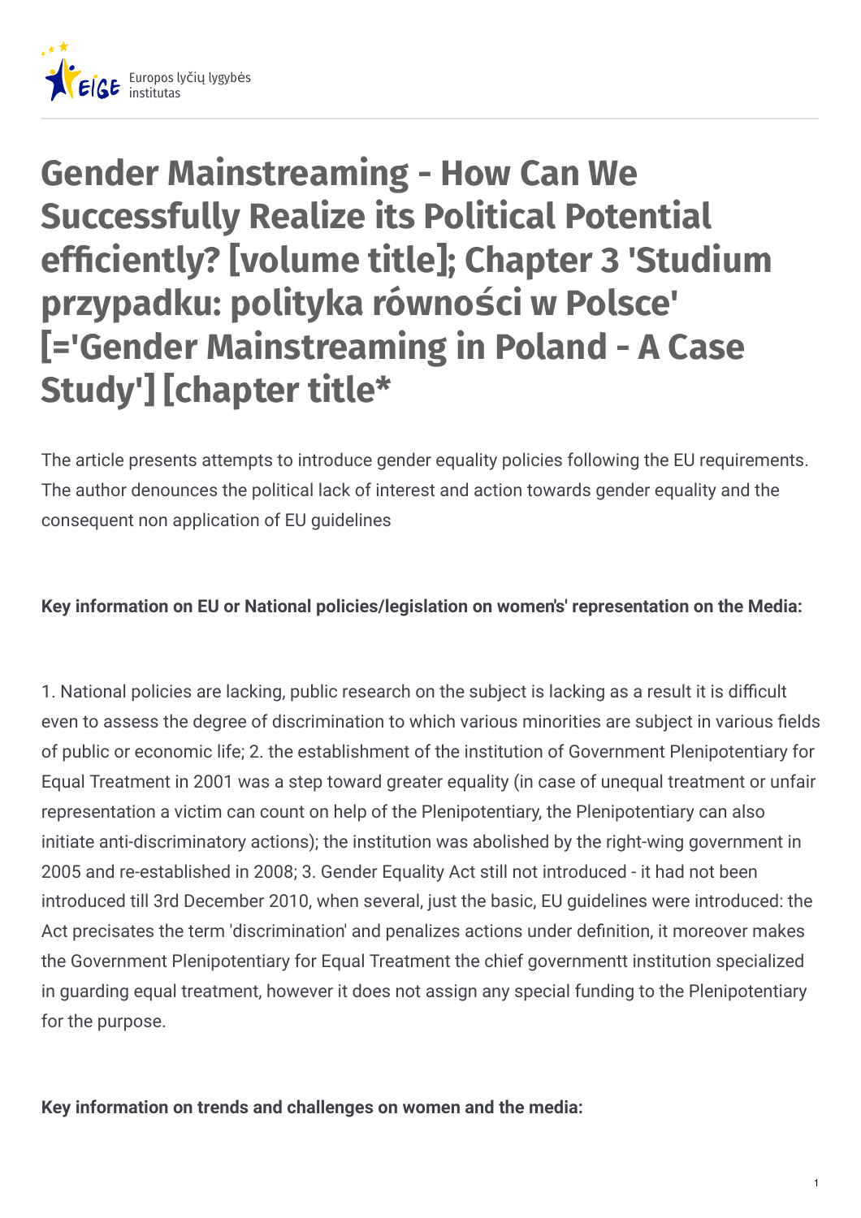Europos lyčių lygybės institutas

# Gender Mainstreaming - How Can We Successfully Realize its Political Potential efficiently? [volume title]; Chapter 3 'Studium przypadku: polityka równości w Polsce' [='Gender Mainstreaming in Poland - A Case Study'] [chapter title*

The article presents attempts to introduce gender equality policies following the EU requirements. The author denounces the political lack of interest and action towards gender equality and the consequent non application of EU guidelines

**Key information on EU or National policies/legislation on women's' representation on the Media:**

1. National policies are lacking, public research on the subject is lacking as a result it is difficult even to assess the degree of discrimination to which various minorities are subject in various fields of public or economic life; 2. the establishment of the institution of Government Plenipotentiary for Equal Treatment in 2001 was a step toward greater equality (in case of unequal treatment or unfair representation a victim can count on help of the Plenipotentiary, the Plenipotentiary can also initiate anti-discriminatory actions); the institution was abolished by the right-wing government in 2005 and re-established in 2008; 3. Gender Equality Act still not introduced - it had not been introduced till 3rd December 2010, when several, just the basic, EU guidelines were introduced: the Act precisates the term 'discrimination' and penalizes actions under definition, it moreover makes the Government Plenipotentiary for Equal Treatment the chief governmentt institution specialized in guarding equal treatment, however it does not assign any special funding to the Plenipotentiary for the purpose.

**Key information on trends and challenges on women and the media:**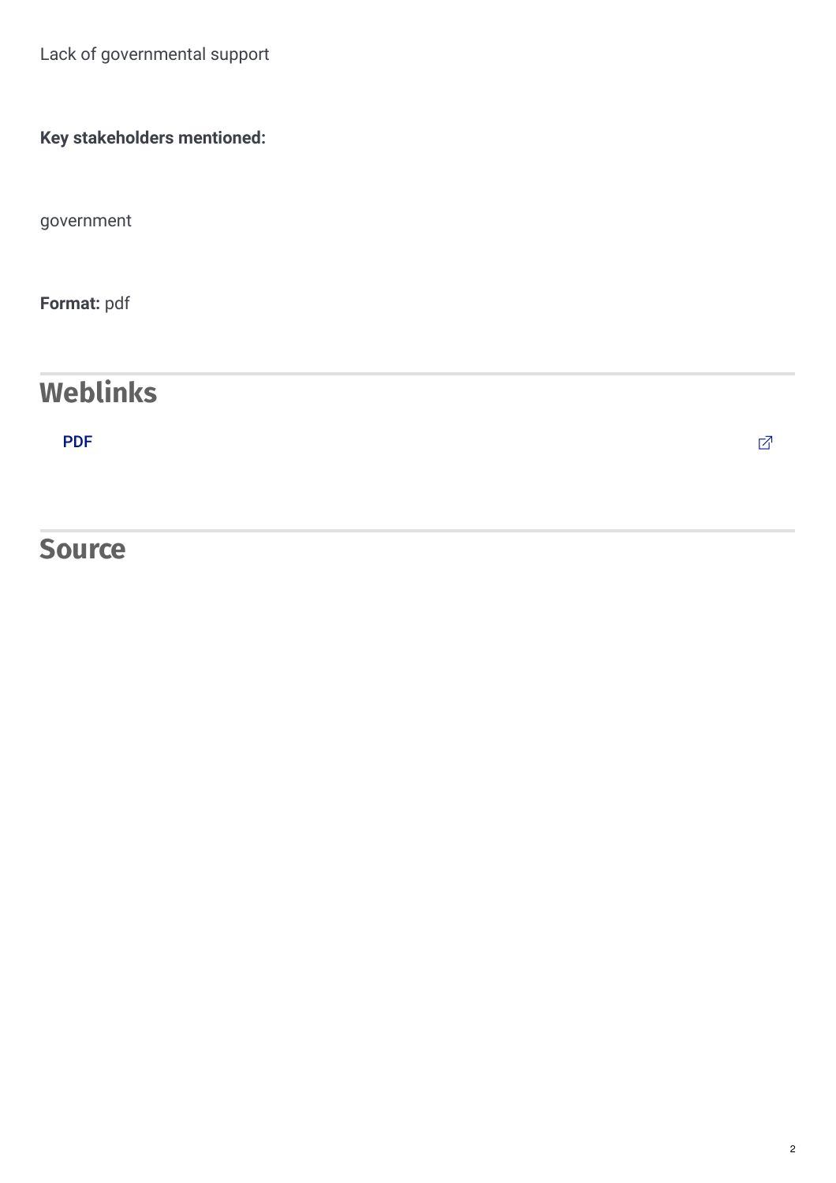Lack of governmental support

**Key stakeholders mentioned:**

government

**Format:** pdf

## Weblinks

PDF

## Source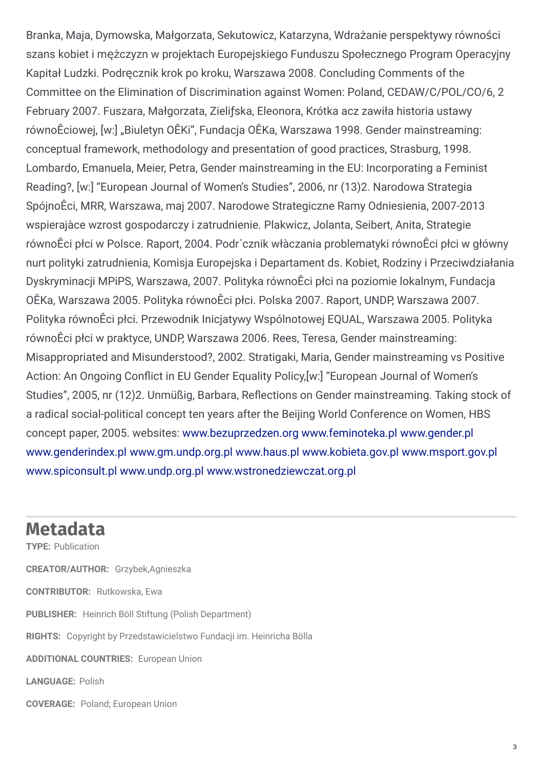Branka, Maja, Dymowska, Małgorzata, Sekutowicz, Katarzyna, Wdrażanie perspektywy równości szans kobiet i mężczyzn w projektach Europejskiego Funduszu Społecznego Program Operacyjny Kapitał Ludzki. Podręcznik krok po kroku, Warszawa 2008. Concluding Comments of the Committee on the Elimination of Discrimination against Women: Poland, CEDAW/C/POL/CO/6, 2 February 2007. Fuszara, Małgorzata, Zielińska, Eleonora, Krótka acz zawiła historia ustawy równoÊciowej, [w:] „Biuletyn OÊKi", Fundacja OÊKa, Warszawa 1998. Gender mainstreaming: conceptual framework, methodology and presentation of good practices, Strasburg, 1998. Lombardo, Emanuela, Meier, Petra, Gender mainstreaming in the EU: Incorporating a Feminist Reading?, [w:] "European Journal of Women's Studies", 2006, nr (13)2. Narodowa Strategia SpójnoÊci, MRR, Warszawa, maj 2007. Narodowe Strategiczne Ramy Odniesienia, 2007-2013 wspierajàce wzrost gospodarczy i zatrudnienie. Plakwicz, Jolanta, Seibert, Anita, Strategie równoÊci płci w Polsce. Raport, 2004. Podr´cznik włàczania problematyki równoÊci płci w główny nurt polityki zatrudnienia, Komisja Europejska i Departament ds. Kobiet, Rodziny i Przeciwdziałania Dyskryminacji MPiPS, Warszawa, 2007. Polityka równoÊci płci na poziomie lokalnym, Fundacja OÊKa, Warszawa 2005. Polityka równoÊci płci. Polska 2007. Raport, UNDP, Warszawa 2007. Polityka równoÊci płci. Przewodnik Inicjatywy Wspólnotowej EQUAL, Warszawa 2005. Polityka równoÊci płci w praktyce, UNDP, Warszawa 2006. Rees, Teresa, Gender mainstreaming: Misappropriated and Misunderstood?, 2002. Stratigaki, Maria, Gender mainstreaming vs Positive Action: An Ongoing Conflict in EU Gender Equality Policy,[w:] "European Journal of Women's Studies", 2005, nr (12)2. Unmüßig, Barbara, Reflections on Gender mainstreaming. Taking stock of a radical social-political concept ten years after the Beijing World Conference on Women, HBS concept paper, 2005. websites: www.bezuprzedzen.org www.feminoteka.pl www.gender.pl www.genderindex.pl www.gm.undp.org.pl www.haus.pl www.kobieta.gov.pl www.msport.gov.pl www.spiconsult.pl www.undp.org.pl www.wstronedziewczat.org.pl

## Metadata

**TYPE:** Publication

**CREATOR/AUTHOR:** Grzybek,Agnieszka

**CONTRIBUTOR:** Rutkowska, Ewa

**PUBLISHER:** Heinrich Böll Stiftung (Polish Department)

**RIGHTS:** Copyright by Przedstawicielstwo Fundacji im. Heinricha Bölla

**ADDITIONAL COUNTRIES:** European Union

**LANGUAGE:** Polish

**COVERAGE:** Poland; European Union